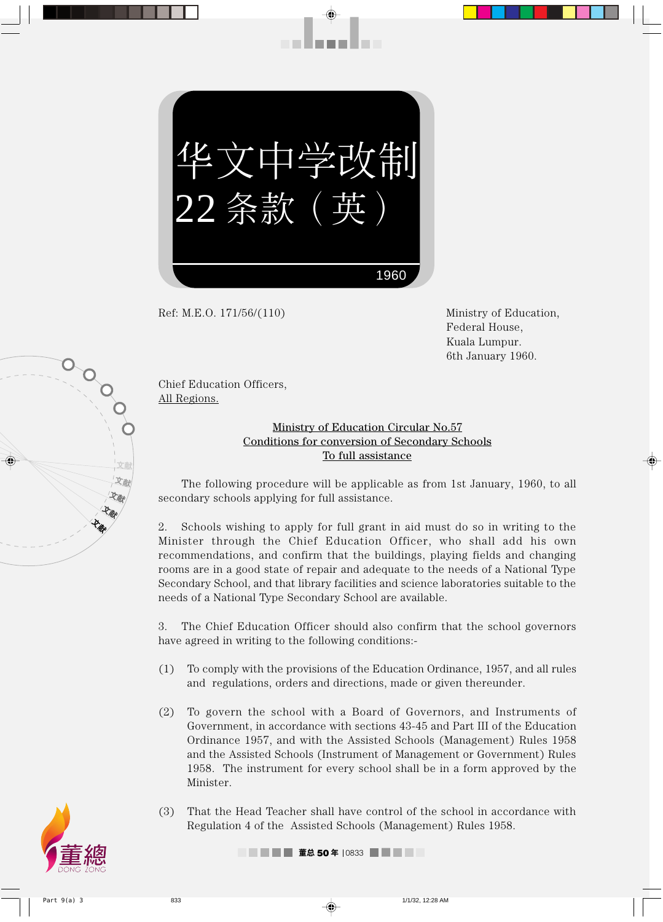# 华文中学改制22条款（英）

1960

Ref: M.E.O. 171/56/(110)

Ministry of Education,
Federal House,
Kuala Lumpur.
6th January 1960.

Chief Education Officers,
All Regions.

Ministry of Education Circular No.57
Conditions for conversion of Secondary Schools
To full assistance

The following procedure will be applicable as from 1st January, 1960, to all secondary schools applying for full assistance.

2. Schools wishing to apply for full grant in aid must do so in writing to the Minister through the Chief Education Officer, who shall add his own recommendations, and confirm that the buildings, playing fields and changing rooms are in a good state of repair and adequate to the needs of a National Type Secondary School, and that library facilities and science laboratories suitable to the needs of a National Type Secondary School are available.

3. The Chief Education Officer should also confirm that the school governors have agreed in writing to the following conditions:-

(1) To comply with the provisions of the Education Ordinance, 1957, and all rules and regulations, orders and directions, made or given thereunder.

(2) To govern the school with a Board of Governors, and Instruments of Government, in accordance with sections 43-45 and Part III of the Education Ordinance 1957, and with the Assisted Schools (Management) Rules 1958 and the Assisted Schools (Instrument of Management or Government) Rules 1958. The instrument for every school shall be in a form approved by the Minister.

(3) That the Head Teacher shall have control of the school in accordance with Regulation 4 of the Assisted Schools (Management) Rules 1958.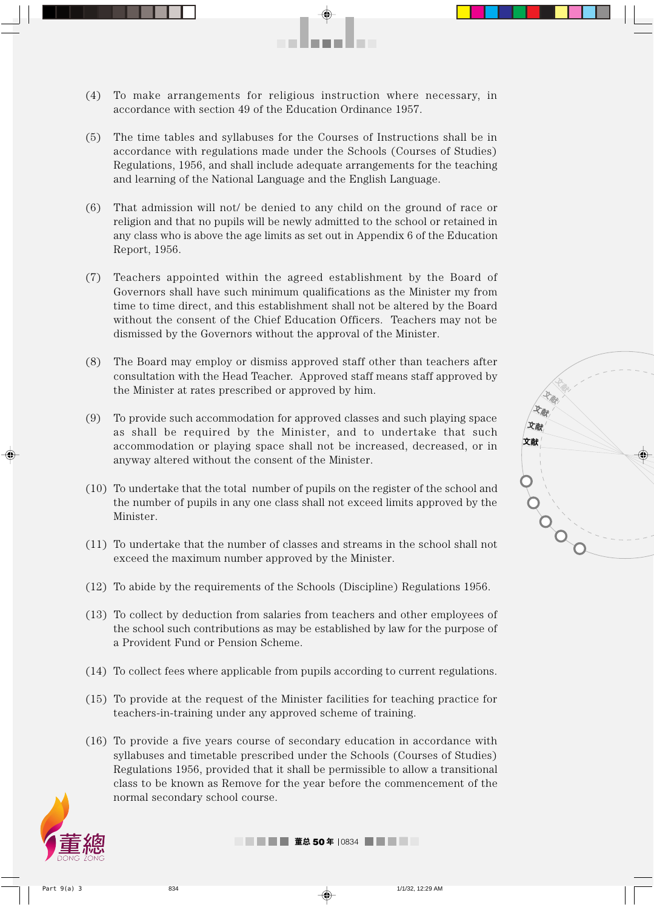(4) To make arrangements for religious instruction where necessary, in accordance with section 49 of the Education Ordinance 1957.

(5) The time tables and syllabuses for the Courses of Instructions shall be in accordance with regulations made under the Schools (Courses of Studies) Regulations, 1956, and shall include adequate arrangements for the teaching and learning of the National Language and the English Language.

(6) That admission will not/ be denied to any child on the ground of race or religion and that no pupils will be newly admitted to the school or retained in any class who is above the age limits as set out in Appendix 6 of the Education Report, 1956.

(7) Teachers appointed within the agreed establishment by the Board of Governors shall have such minimum qualifications as the Minister my from time to time direct, and this establishment shall not be altered by the Board without the consent of the Chief Education Officers. Teachers may not be dismissed by the Governors without the approval of the Minister.

(8) The Board may employ or dismiss approved staff other than teachers after consultation with the Head Teacher. Approved staff means staff approved by the Minister at rates prescribed or approved by him.

(9) To provide such accommodation for approved classes and such playing space as shall be required by the Minister, and to undertake that such accommodation or playing space shall not be increased, decreased, or in anyway altered without the consent of the Minister.

(10) To undertake that the total number of pupils on the register of the school and the number of pupils in any one class shall not exceed limits approved by the Minister.

(11) To undertake that the number of classes and streams in the school shall not exceed the maximum number approved by the Minister.

(12) To abide by the requirements of the Schools (Discipline) Regulations 1956.

(13) To collect by deduction from salaries from teachers and other employees of the school such contributions as may be established by law for the purpose of a Provident Fund or Pension Scheme.

(14) To collect fees where applicable from pupils according to current regulations.

(15) To provide at the request of the Minister facilities for teaching practice for teachers-in-training under any approved scheme of training.

(16) To provide a five years course of secondary education in accordance with syllabuses and timetable prescribed under the Schools (Courses of Studies) Regulations 1956, provided that it shall be permissible to allow a transitional class to be known as Remove for the year before the commencement of the normal secondary school course.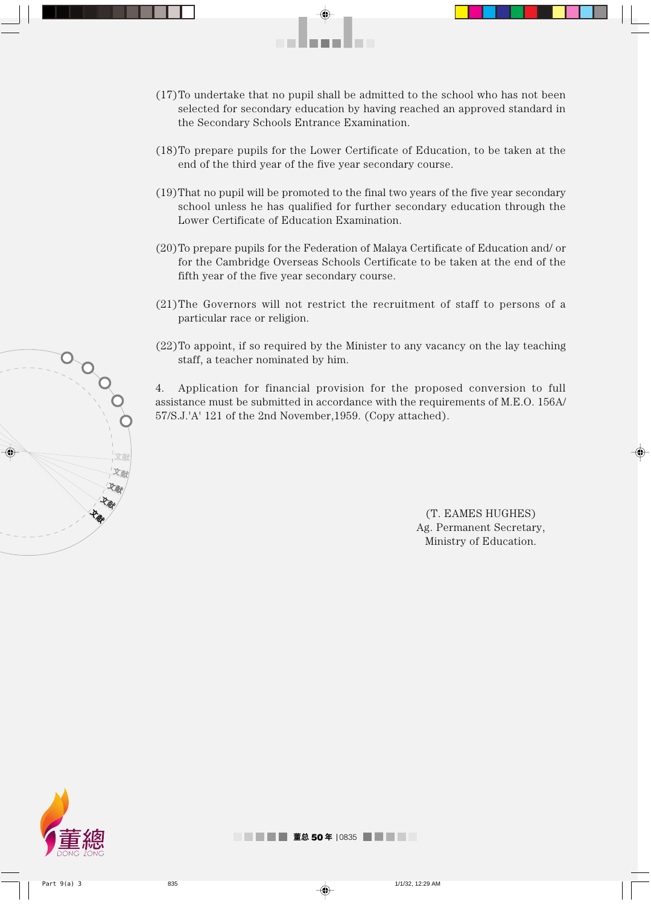(17) To undertake that no pupil shall be admitted to the school who has not been selected for secondary education by having reached an approved standard in the Secondary Schools Entrance Examination.

(18) To prepare pupils for the Lower Certificate of Education, to be taken at the end of the third year of the five year secondary course.

(19) That no pupil will be promoted to the final two years of the five year secondary school unless he has qualified for further secondary education through the Lower Certificate of Education Examination.

(20) To prepare pupils for the Federation of Malaya Certificate of Education and/ or for the Cambridge Overseas Schools Certificate to be taken at the end of the fifth year of the five year secondary course.

(21) The Governors will not restrict the recruitment of staff to persons of a particular race or religion.

(22) To appoint, if so required by the Minister to any vacancy on the lay teaching staff, a teacher nominated by him.

4. Application for financial provision for the proposed conversion to full assistance must be submitted in accordance with the requirements of M.E.O. 156A/ 57/S.J.'A' 121 of the 2nd November,1959. (Copy attached).

(T. EAMES HUGHES)
Ag. Permanent Secretary,
Ministry of Education.